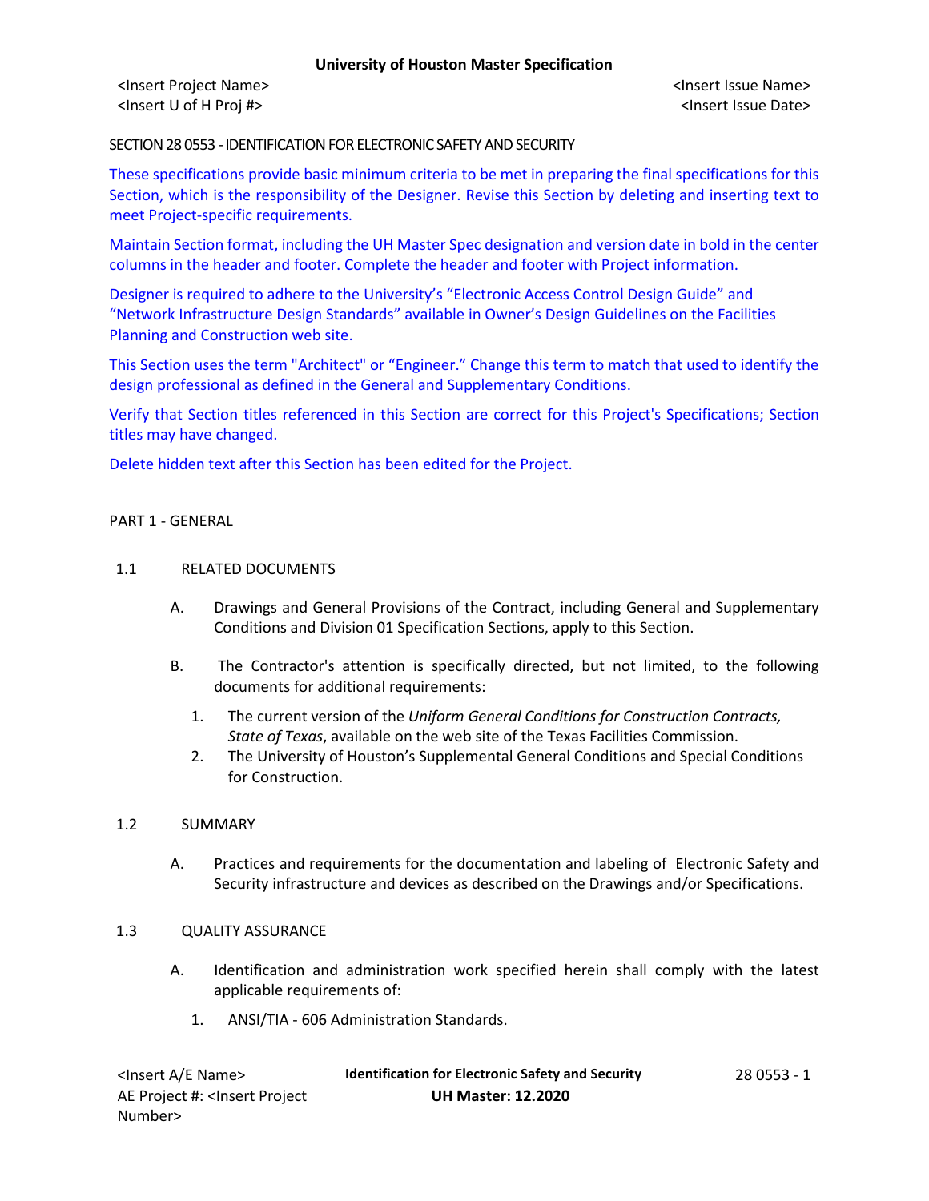SECTION 28 0553 - IDENTIFICATION FOR ELECTRONIC SAFETY AND SECURITY

These specifications provide basic minimum criteria to be met in preparing the final specifications for this Section, which is the responsibility of the Designer. Revise this Section by deleting and inserting text to meet Project-specific requirements.

Maintain Section format, including the UH Master Spec designation and version date in bold in the center columns in the header and footer. Complete the header and footer with Project information.

Designer is required to adhere to the University's "Electronic Access Control Design Guide" and "Network Infrastructure Design Standards" available in Owner's Design Guidelines on the Facilities Planning and Construction web site.

This Section uses the term "Architect" or "Engineer." Change this term to match that used to identify the design professional as defined in the General and Supplementary Conditions.

Verify that Section titles referenced in this Section are correct for this Project's Specifications; Section titles may have changed.

Delete hidden text after this Section has been edited for the Project.

## PART 1 - GENERAL

### 1.1 RELATED DOCUMENTS

A. Drawings and General Provisions of the Contract, including General and Supplementary Conditions and Division 01 Specification Sections, apply to this Section.

B. The Contractor's attention is specifically directed, but not limited, to the following documents for additional requirements:

1. The current version of the *Uniform General Conditions for Construction Contracts, State of Texas*, available on the web site of the Texas Facilities Commission.
2. The University of Houston's Supplemental General Conditions and Special Conditions for Construction.

### 1.2 SUMMARY

A. Practices and requirements for the documentation and labeling of Electronic Safety and Security infrastructure and devices as described on the Drawings and/or Specifications.

### 1.3 QUALITY ASSURANCE

A. Identification and administration work specified herein shall comply with the latest applicable requirements of:

1. ANSI/TIA - 606 Administration Standards.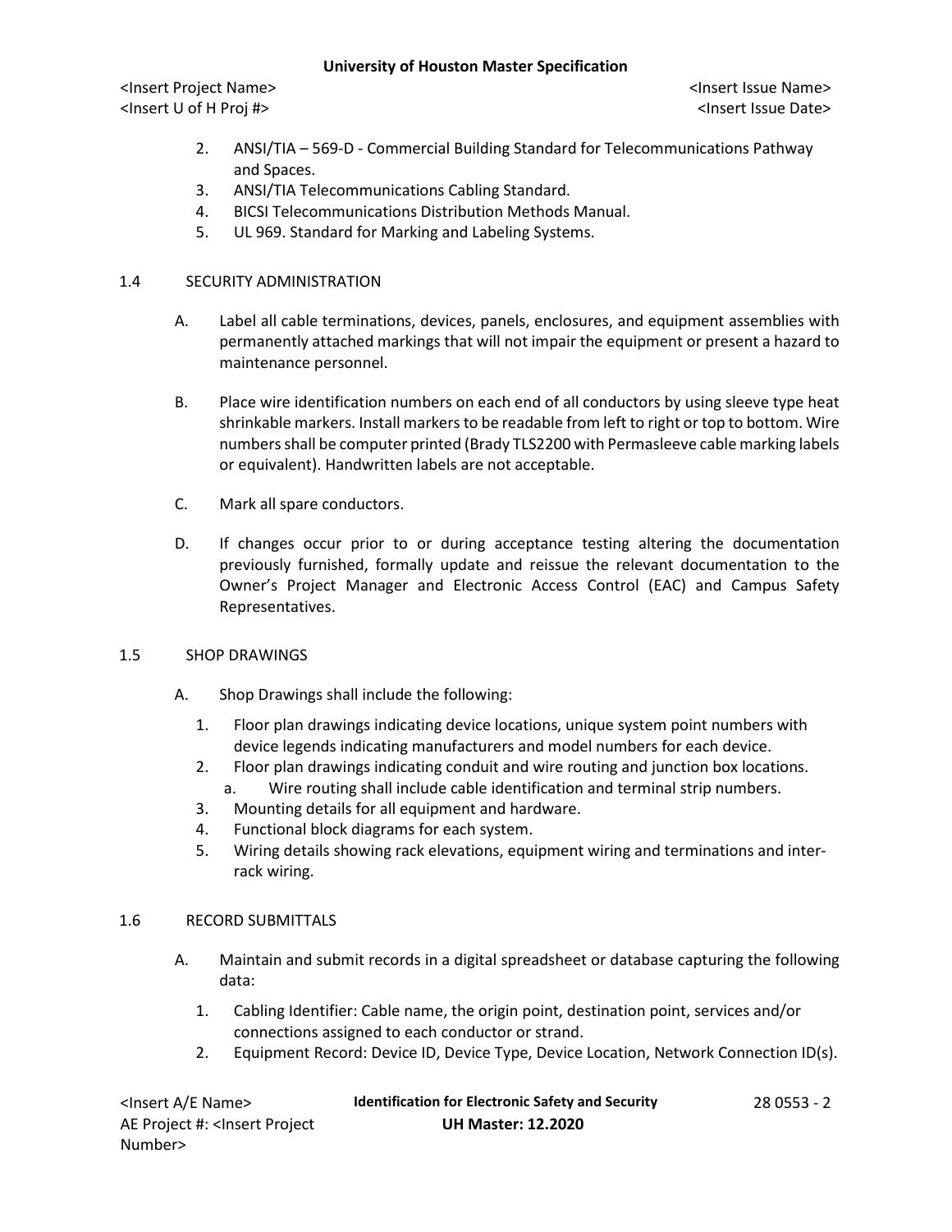2. ANSI/TIA – 569-D - Commercial Building Standard for Telecommunications Pathway and Spaces.
3. ANSI/TIA Telecommunications Cabling Standard.
4. BICSI Telecommunications Distribution Methods Manual.
5. UL 969. Standard for Marking and Labeling Systems.

## 1.4 SECURITY ADMINISTRATION

A. Label all cable terminations, devices, panels, enclosures, and equipment assemblies with permanently attached markings that will not impair the equipment or present a hazard to maintenance personnel.

B. Place wire identification numbers on each end of all conductors by using sleeve type heat shrinkable markers. Install markers to be readable from left to right or top to bottom. Wire numbers shall be computer printed (Brady TLS2200 with Permasleeve cable marking labels or equivalent). Handwritten labels are not acceptable.

C. Mark all spare conductors.

D. If changes occur prior to or during acceptance testing altering the documentation previously furnished, formally update and reissue the relevant documentation to the Owner's Project Manager and Electronic Access Control (EAC) and Campus Safety Representatives.

## 1.5 SHOP DRAWINGS

A. Shop Drawings shall include the following:
   1. Floor plan drawings indicating device locations, unique system point numbers with device legends indicating manufacturers and model numbers for each device.
   2. Floor plan drawings indicating conduit and wire routing and junction box locations.
      a. Wire routing shall include cable identification and terminal strip numbers.
   3. Mounting details for all equipment and hardware.
   4. Functional block diagrams for each system.
   5. Wiring details showing rack elevations, equipment wiring and terminations and inter-rack wiring.

## 1.6 RECORD SUBMITTALS

A. Maintain and submit records in a digital spreadsheet or database capturing the following data:
   1. Cabling Identifier: Cable name, the origin point, destination point, services and/or connections assigned to each conductor or strand.
   2. Equipment Record: Device ID, Device Type, Device Location, Network Connection ID(s).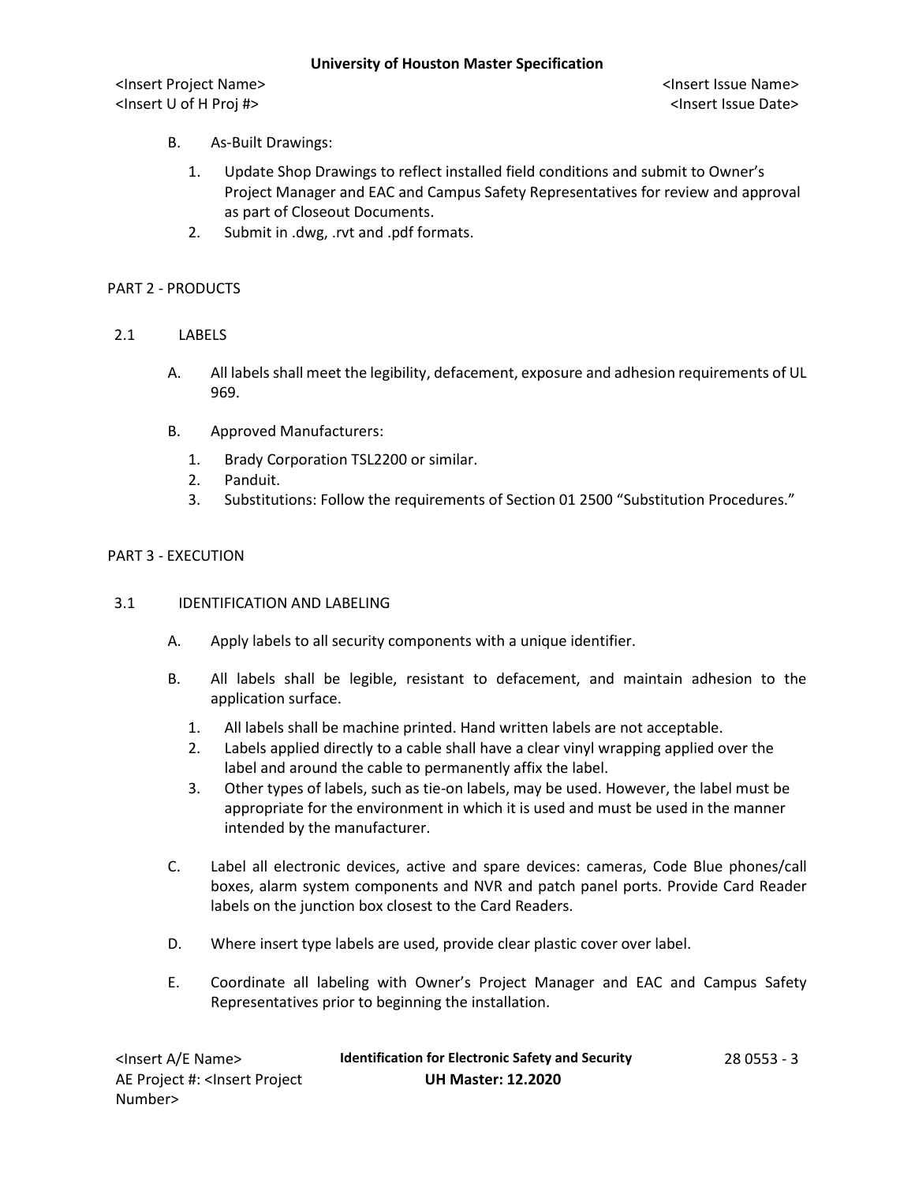B. As-Built Drawings:

   1. Update Shop Drawings to reflect installed field conditions and submit to Owner's Project Manager and EAC and Campus Safety Representatives for review and approval as part of Closeout Documents.
   2. Submit in .dwg, .rvt and .pdf formats.

## PART 2 - PRODUCTS

### 2.1 LABELS

A. All labels shall meet the legibility, defacement, exposure and adhesion requirements of UL 969.

B. Approved Manufacturers:

   1. Brady Corporation TSL2200 or similar.
   2. Panduit.
   3. Substitutions: Follow the requirements of Section 01 2500 "Substitution Procedures."

## PART 3 - EXECUTION

### 3.1 IDENTIFICATION AND LABELING

A. Apply labels to all security components with a unique identifier.

B. All labels shall be legible, resistant to defacement, and maintain adhesion to the application surface.

   1. All labels shall be machine printed. Hand written labels are not acceptable.
   2. Labels applied directly to a cable shall have a clear vinyl wrapping applied over the label and around the cable to permanently affix the label.
   3. Other types of labels, such as tie-on labels, may be used. However, the label must be appropriate for the environment in which it is used and must be used in the manner intended by the manufacturer.

C. Label all electronic devices, active and spare devices: cameras, Code Blue phones/call boxes, alarm system components and NVR and patch panel ports. Provide Card Reader labels on the junction box closest to the Card Readers.

D. Where insert type labels are used, provide clear plastic cover over label.

E. Coordinate all labeling with Owner's Project Manager and EAC and Campus Safety Representatives prior to beginning the installation.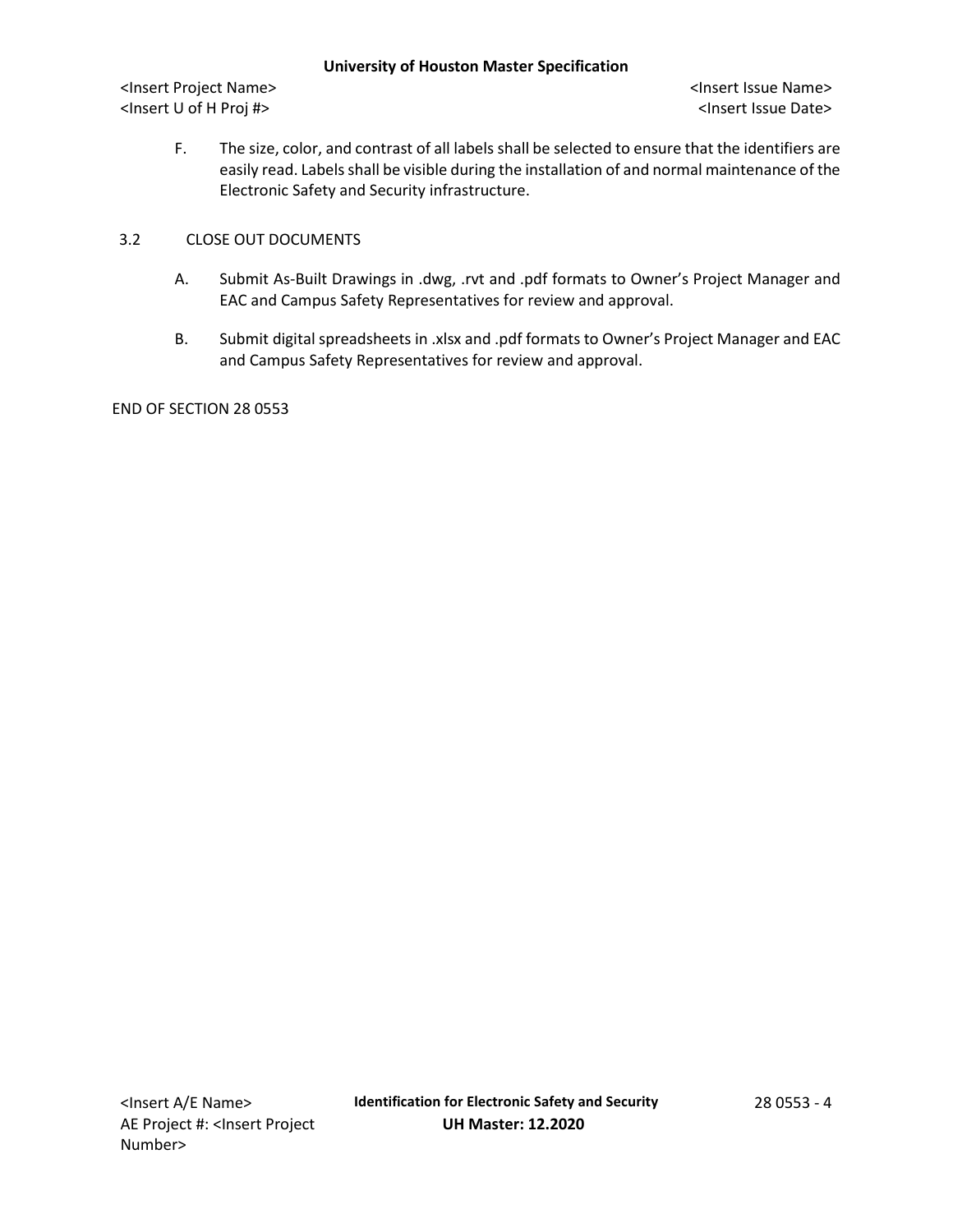F. The size, color, and contrast of all labels shall be selected to ensure that the identifiers are easily read. Labels shall be visible during the installation of and normal maintenance of the Electronic Safety and Security infrastructure.

## 3.2 CLOSE OUT DOCUMENTS

A. Submit As-Built Drawings in .dwg, .rvt and .pdf formats to Owner's Project Manager and EAC and Campus Safety Representatives for review and approval.

B. Submit digital spreadsheets in .xlsx and .pdf formats to Owner's Project Manager and EAC and Campus Safety Representatives for review and approval.

END OF SECTION 28 0553